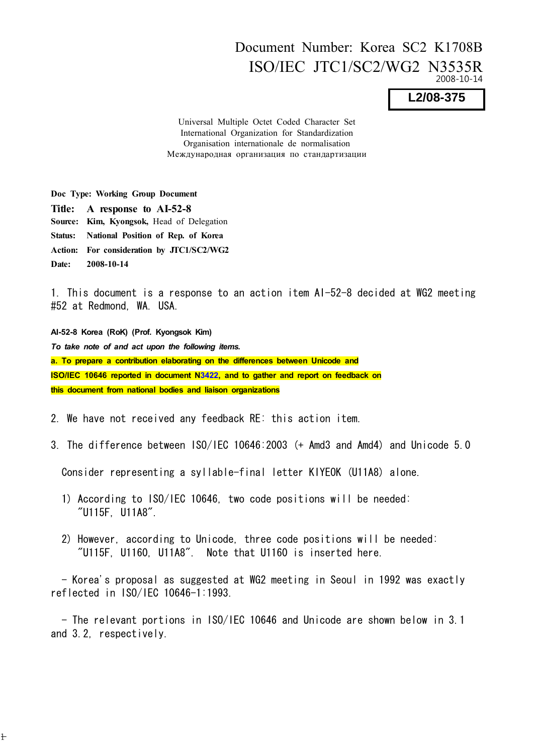Document Number: Korea SC2 K1708B
ISO/IEC JTC1/SC2/WG2 N3535R
2008-10-14

**L2/08-375**

Universal Multiple Octet Coded Character Set
International Organization for Standardization
Organisation internationale de normalisation
Международная организация по стандартизации

**Doc Type: Working Group Document**
**Title: A response to AI-52-8**
**Source: Kim, Kyongsok,** Head of Delegation
**Status: National Position of Rep. of Korea**
**Action: For consideration by JTC1/SC2/WG2**
**Date: 2008-10-14**

1. This document is a response to an action item AI-52-8 decided at WG2 meeting #52 at Redmond, WA. USA.

**AI-52-8 Korea (RoK) (Prof. Kyongsok Kim)**
***To take note of and act upon the following items.***
**a. To prepare a contribution elaborating on the differences between Unicode and ISO/IEC 10646 reported in document N3422, and to gather and report on feedback on this document from national bodies and liaison organizations**

2. We have not received any feedback RE: this action item.

3. The difference between ISO/IEC 10646:2003 (+ Amd3 and Amd4) and Unicode 5.0

Consider representing a syllable-final letter KIYEOK (U11A8) alone.

1) According to ISO/IEC 10646, two code positions will be needed: "U115F, U11A8".

2) However, according to Unicode, three code positions will be needed: "U115F, U1160, U11A8". Note that U1160 is inserted here.

- Korea's proposal as suggested at WG2 meeting in Seoul in 1992 was exactly reflected in ISO/IEC 10646-1:1993.

- The relevant portions in ISO/IEC 10646 and Unicode are shown below in 3.1 and 3.2, respectively.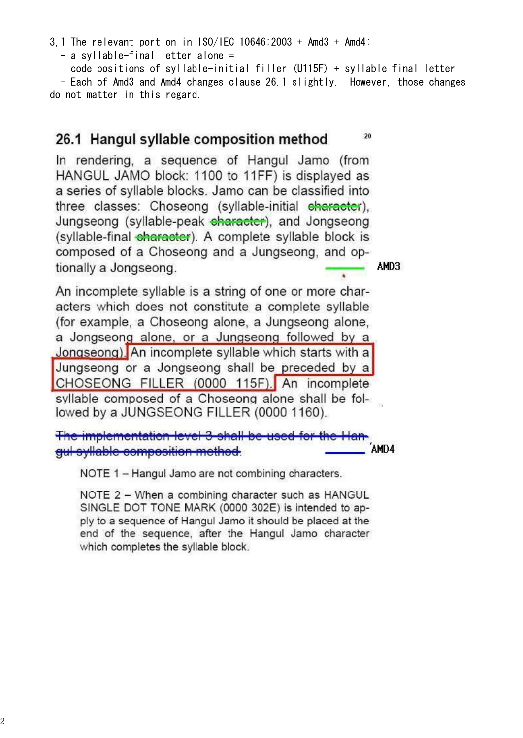3.1 The relevant portion in ISO/IEC 10646:2003 + Amd3 + Amd4:

- a syllable-final letter alone = code positions of syllable-initial filler (U115F) + syllable final letter
- Each of Amd3 and Amd4 changes clause 26.1 slightly. However, those changes do not matter in this regard.

## 26.1 Hangul syllable composition method

In rendering, a sequence of Hangul Jamo (from HANGUL JAMO block: 1100 to 11FF) is displayed as a series of syllable blocks. Jamo can be classified into three classes: Choseong (syllable-initial ~~character~~), Jungseong (syllable-peak ~~character~~), and Jongseong (syllable-final ~~character~~). A complete syllable block is composed of a Choseong and a Jungseong, and optionally a Jongseong. AMD3

An incomplete syllable is a string of one or more characters which does not constitute a complete syllable (for example, a Choseong alone, a Jungseong alone, a Jongseong alone, or a Jungseong followed by a Jongseong). An incomplete syllable which starts with a Jungseong or a Jongseong shall be preceded by a CHOSEONG FILLER (0000 115F). An incomplete syllable composed of a Choseong alone shall be followed by a JUNGSEONG FILLER (0000 1160).

~~The implementation level 3 shall be used for the Hangul syllable composition method.~~ AMD4

NOTE 1 – Hangul Jamo are not combining characters.

NOTE 2 – When a combining character such as HANGUL SINGLE DOT TONE MARK (0000 302E) is intended to apply to a sequence of Hangul Jamo it should be placed at the end of the sequence, after the Hangul Jamo character which completes the syllable block.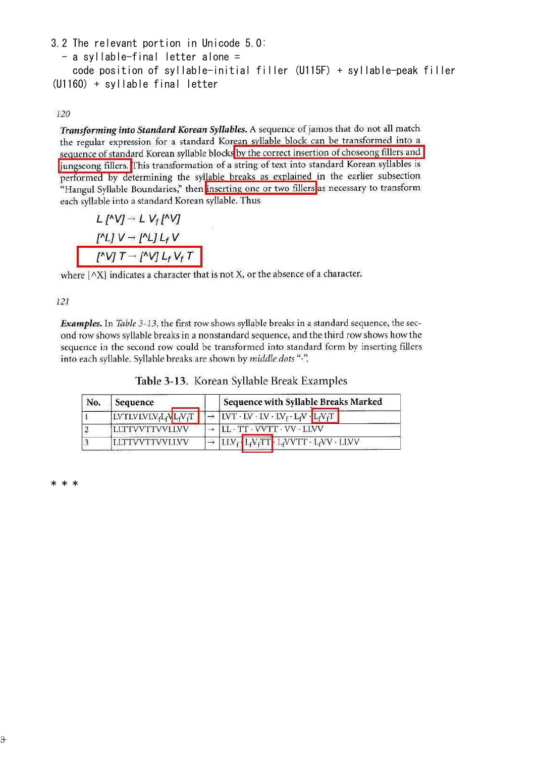3.2 The relevant portion in Unicode 5.0:

- a syllable-final letter alone =
  code position of syllable-initial filler (U115F) + syllable-peak filler (U1160) + syllable final letter

120

***Transforming into Standard Korean Syllables.*** A sequence of jamos that do not all match the regular expression for a standard Korean syllable block can be transformed into a sequence of standard Korean syllable blocks by the correct insertion of choseong fillers and jungseong fillers. This transformation of a string of text into standard Korean syllables is performed by determining the syllable breaks as explained in the earlier subsection "Hangul Syllable Boundaries," then inserting one or two fillers as necessary to transform each syllable into a standard Korean syllable. Thus

$$L\ [\hat{}V] \rightarrow L\ V_f\ [\hat{}V]$$

$$[\hat{}L]\ V \rightarrow [\hat{}L]\ L_f\ V$$

$$[\hat{}V]\ T \rightarrow [\hat{}V]\ L_f\ V_f\ T$$

where [^X] indicates a character that is not X, or the absence of a character.

121

***Examples.*** In *Table 3-13*, the first row shows syllable breaks in a standard sequence, the second row shows syllable breaks in a nonstandard sequence, and the third row shows how the sequence in the second row could be transformed into standard form by inserting fillers into each syllable. Syllable breaks are shown by *middle dots* "·".

**Table 3-13.** Korean Syllable Break Examples

| No. | Sequence | | Sequence with Syllable Breaks Marked |
|---|---|---|---|
| 1 | $LVTLVLVLV_fL_fVL_fV_fT$ | → | $LVT \cdot LV \cdot LV \cdot LV_f \cdot L_fV \cdot L_fV_fT$ |
| 2 | LLTTVVTTVVLLVV | → | LL · TT · VVTT · VV · LLVV |
| 3 | LLTTVVTTVVLLVV | → | $LLV_f \cdot L_fV_fTT \cdot L_fVVTT \cdot L_fVV \cdot LLVV$ |

\* \* \*